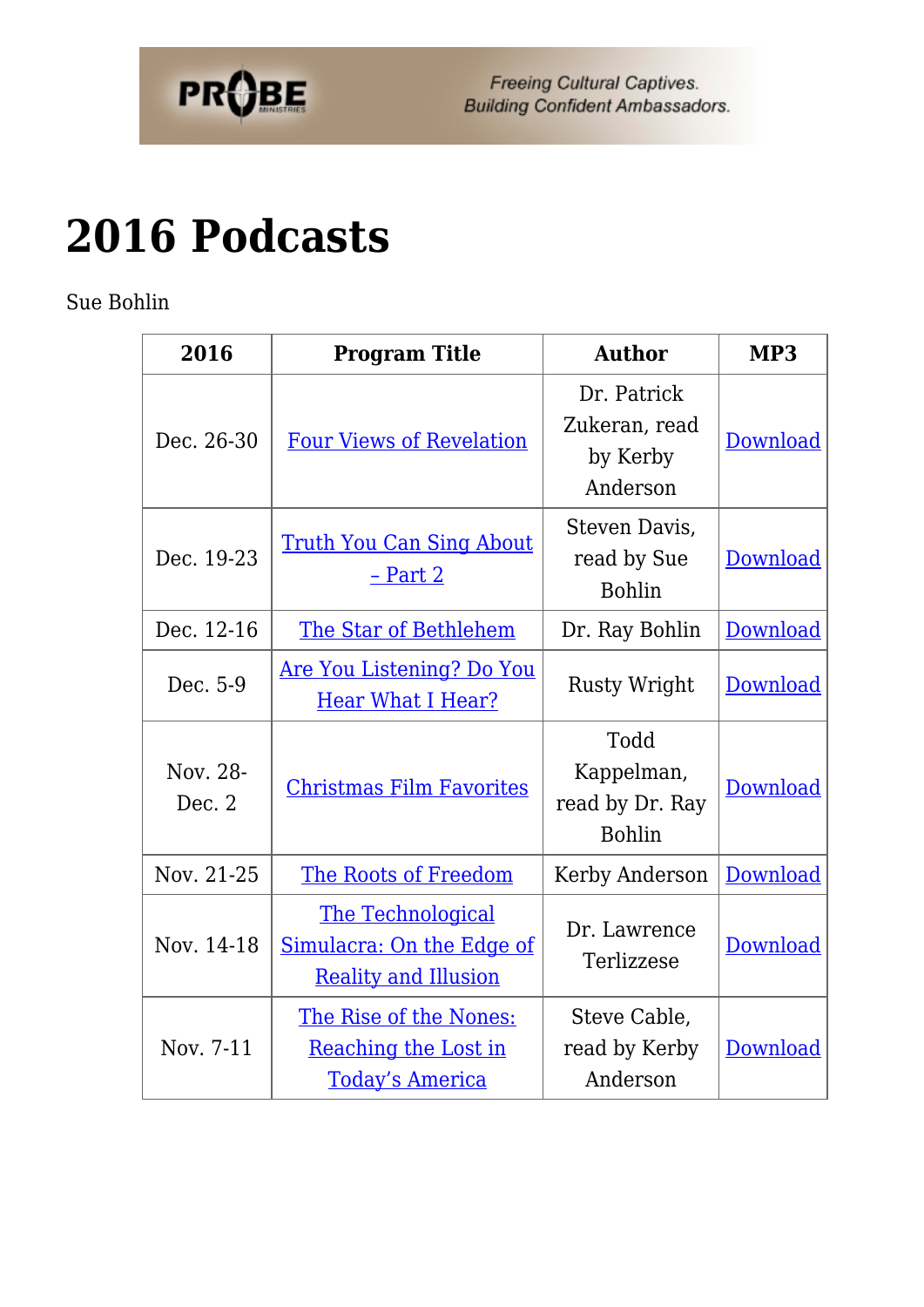# 2016 Podcasts

Sue Bohlin

| 2016 | Program Title | Author | MP3 |
|---|---|---|---|
| Dec. 26-30 | Four Views of Revelation | Dr. Patrick Zukeran, read by Kerby Anderson | Download |
| Dec. 19-23 | Truth You Can Sing About – Part 2 | Steven Davis, read by Sue Bohlin | Download |
| Dec. 12-16 | The Star of Bethlehem | Dr. Ray Bohlin | Download |
| Dec. 5-9 | Are You Listening? Do You Hear What I Hear? | Rusty Wright | Download |
| Nov. 28-Dec. 2 | Christmas Film Favorites | Todd Kappelman, read by Dr. Ray Bohlin | Download |
| Nov. 21-25 | The Roots of Freedom | Kerby Anderson | Download |
| Nov. 14-18 | The Technological Simulacra: On the Edge of Reality and Illusion | Dr. Lawrence Terlizzese | Download |
| Nov. 7-11 | The Rise of the Nones: Reaching the Lost in Today's America | Steve Cable, read by Kerby Anderson | Download |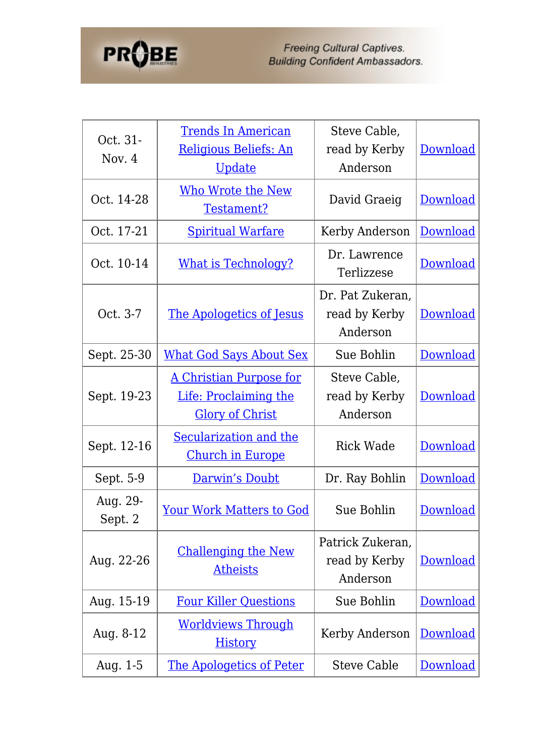| Oct. 31-Nov. 4 | Trends In American Religious Beliefs: An Update | Steve Cable, read by Kerby Anderson | Download |
|---|---|---|---|
| Oct. 14-28 | Who Wrote the New Testament? | David Graeig | Download |
| Oct. 17-21 | Spiritual Warfare | Kerby Anderson | Download |
| Oct. 10-14 | What is Technology? | Dr. Lawrence Terlizzese | Download |
| Oct. 3-7 | The Apologetics of Jesus | Dr. Pat Zukeran, read by Kerby Anderson | Download |
| Sept. 25-30 | What God Says About Sex | Sue Bohlin | Download |
| Sept. 19-23 | A Christian Purpose for Life: Proclaiming the Glory of Christ | Steve Cable, read by Kerby Anderson | Download |
| Sept. 12-16 | Secularization and the Church in Europe | Rick Wade | Download |
| Sept. 5-9 | Darwin's Doubt | Dr. Ray Bohlin | Download |
| Aug. 29-Sept. 2 | Your Work Matters to God | Sue Bohlin | Download |
| Aug. 22-26 | Challenging the New Atheists | Patrick Zukeran, read by Kerby Anderson | Download |
| Aug. 15-19 | Four Killer Questions | Sue Bohlin | Download |
| Aug. 8-12 | Worldviews Through History | Kerby Anderson | Download |
| Aug. 1-5 | The Apologetics of Peter | Steve Cable | Download |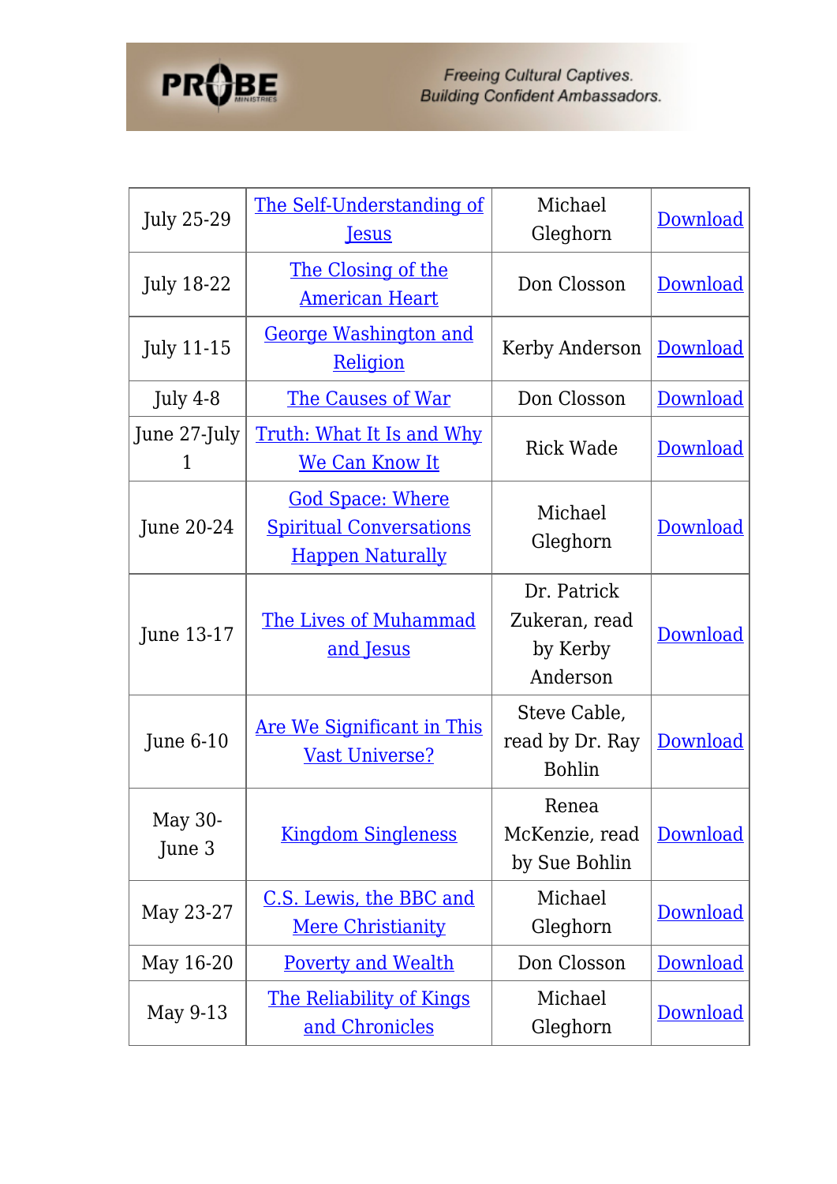| July 25-29 | The Self-Understanding of Jesus | Michael Gleghorn | Download |
|---|---|---|---|
| July 18-22 | The Closing of the American Heart | Don Closson | Download |
| July 11-15 | George Washington and Religion | Kerby Anderson | Download |
| July 4-8 | The Causes of War | Don Closson | Download |
| June 27-July 1 | Truth: What It Is and Why We Can Know It | Rick Wade | Download |
| June 20-24 | God Space: Where Spiritual Conversations Happen Naturally | Michael Gleghorn | Download |
| June 13-17 | The Lives of Muhammad and Jesus | Dr. Patrick Zukeran, read by Kerby Anderson | Download |
| June 6-10 | Are We Significant in This Vast Universe? | Steve Cable, read by Dr. Ray Bohlin | Download |
| May 30-June 3 | Kingdom Singleness | Renea McKenzie, read by Sue Bohlin | Download |
| May 23-27 | C.S. Lewis, the BBC and Mere Christianity | Michael Gleghorn | Download |
| May 16-20 | Poverty and Wealth | Don Closson | Download |
| May 9-13 | The Reliability of Kings and Chronicles | Michael Gleghorn | Download |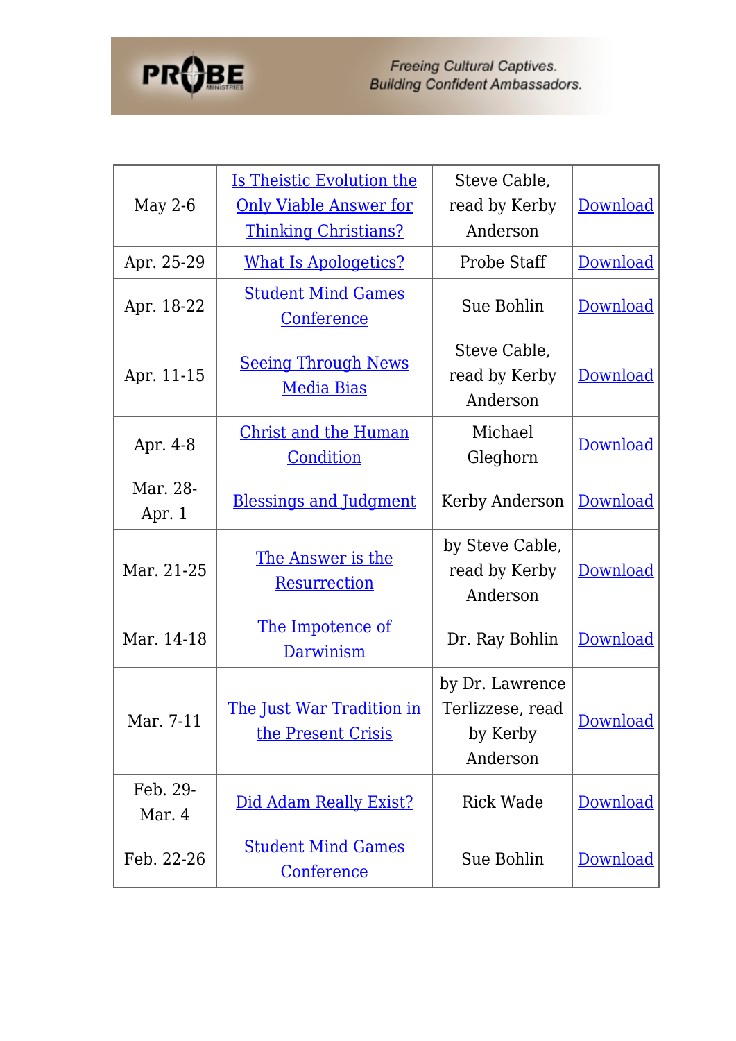| May 2-6 | Is Theistic Evolution the Only Viable Answer for Thinking Christians? | Steve Cable, read by Kerby Anderson | Download |
|---|---|---|---|
| Apr. 25-29 | What Is Apologetics? | Probe Staff | Download |
| Apr. 18-22 | Student Mind Games Conference | Sue Bohlin | Download |
| Apr. 11-15 | Seeing Through News Media Bias | Steve Cable, read by Kerby Anderson | Download |
| Apr. 4-8 | Christ and the Human Condition | Michael Gleghorn | Download |
| Mar. 28-Apr. 1 | Blessings and Judgment | Kerby Anderson | Download |
| Mar. 21-25 | The Answer is the Resurrection | by Steve Cable, read by Kerby Anderson | Download |
| Mar. 14-18 | The Impotence of Darwinism | Dr. Ray Bohlin | Download |
| Mar. 7-11 | The Just War Tradition in the Present Crisis | by Dr. Lawrence Terlizzese, read by Kerby Anderson | Download |
| Feb. 29-Mar. 4 | Did Adam Really Exist? | Rick Wade | Download |
| Feb. 22-26 | Student Mind Games Conference | Sue Bohlin | Download |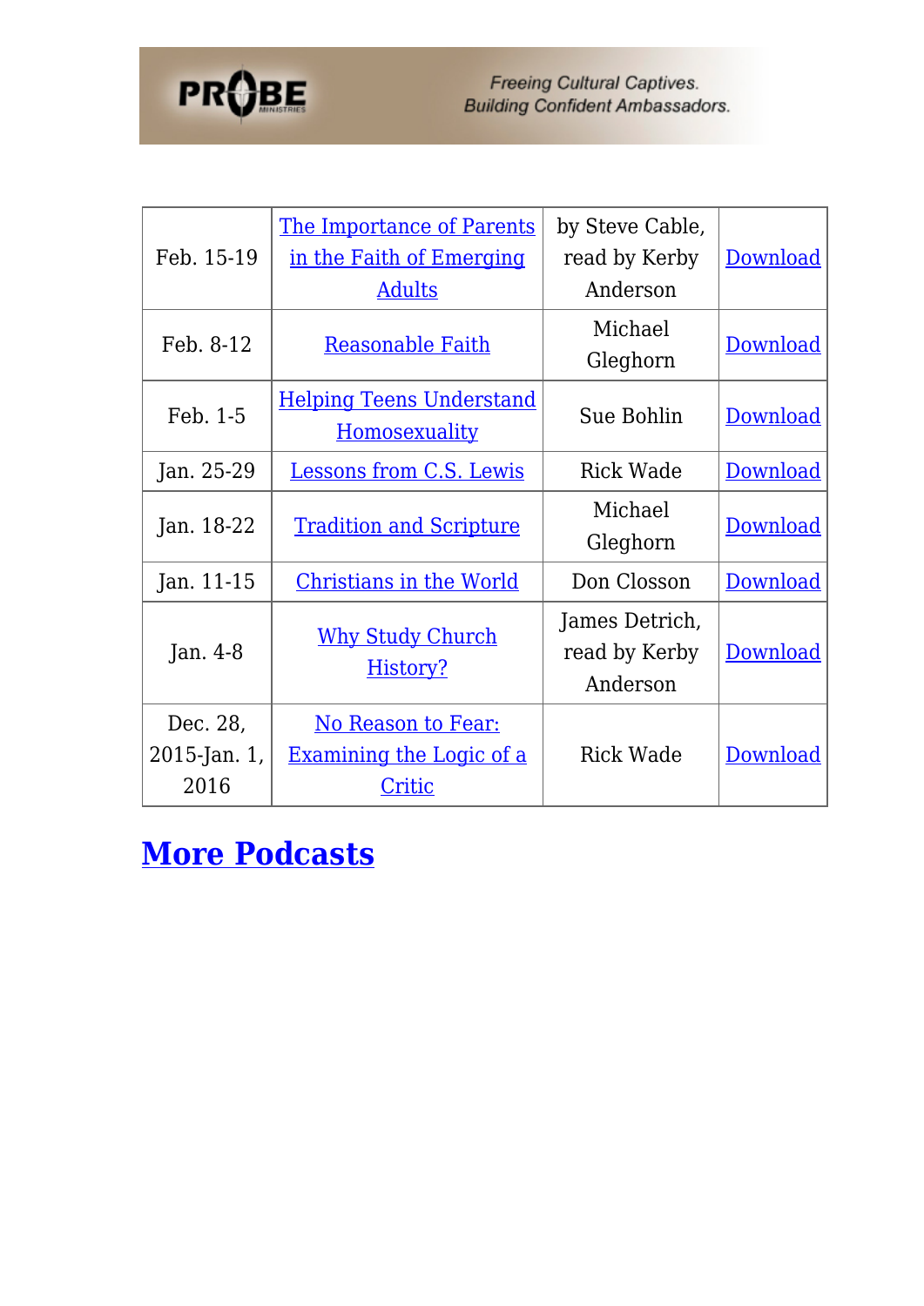| | | | |
|---|---|---|---|
| Feb. 15-19 | The Importance of Parents in the Faith of Emerging Adults | by Steve Cable, read by Kerby Anderson | Download |
| Feb. 8-12 | Reasonable Faith | Michael Gleghorn | Download |
| Feb. 1-5 | Helping Teens Understand Homosexuality | Sue Bohlin | Download |
| Jan. 25-29 | Lessons from C.S. Lewis | Rick Wade | Download |
| Jan. 18-22 | Tradition and Scripture | Michael Gleghorn | Download |
| Jan. 11-15 | Christians in the World | Don Closson | Download |
| Jan. 4-8 | Why Study Church History? | James Detrich, read by Kerby Anderson | Download |
| Dec. 28, 2015-Jan. 1, 2016 | No Reason to Fear: Examining the Logic of a Critic | Rick Wade | Download |

## More Podcasts